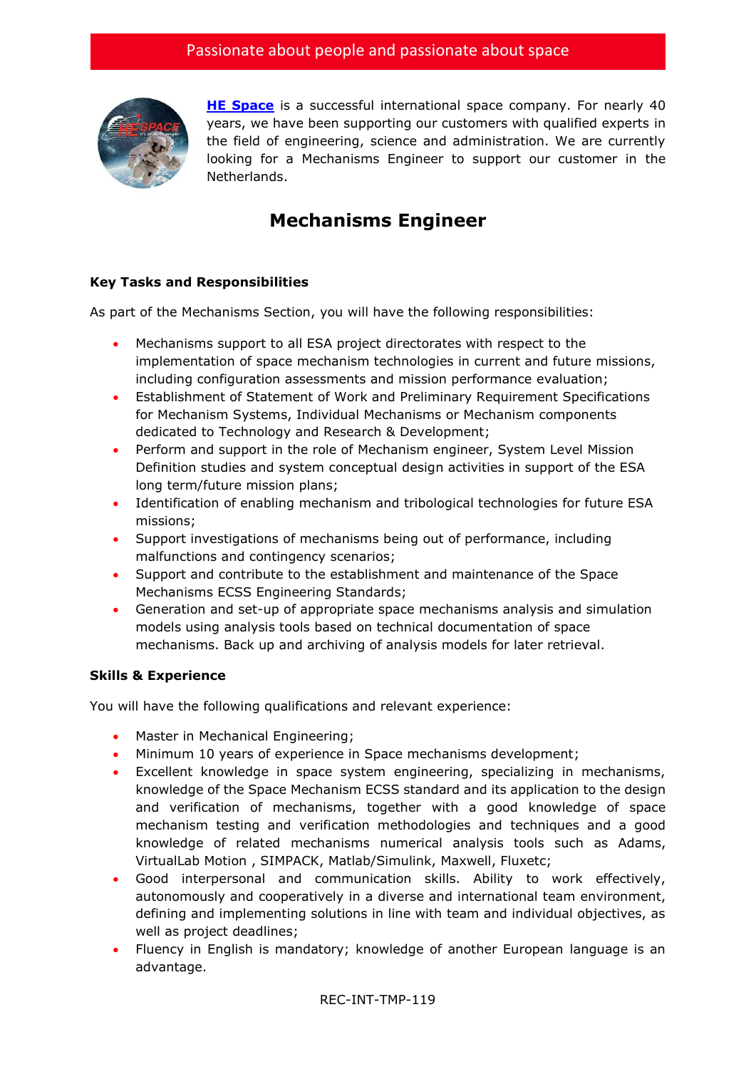Passionate about people and passionate about space

**HE Space** is a successful international space company. For nearly 40 years, we have been supporting our customers with qualified experts in the field of engineering, science and administration. We are currently looking for a Mechanisms Engineer to support our customer in the Netherlands.

# Mechanisms Engineer

**Key Tasks and Responsibilities**

As part of the Mechanisms Section, you will have the following responsibilities:

- Mechanisms support to all ESA project directorates with respect to the implementation of space mechanism technologies in current and future missions, including configuration assessments and mission performance evaluation;
- Establishment of Statement of Work and Preliminary Requirement Specifications for Mechanism Systems, Individual Mechanisms or Mechanism components dedicated to Technology and Research & Development;
- Perform and support in the role of Mechanism engineer, System Level Mission Definition studies and system conceptual design activities in support of the ESA long term/future mission plans;
- Identification of enabling mechanism and tribological technologies for future ESA missions;
- Support investigations of mechanisms being out of performance, including malfunctions and contingency scenarios;
- Support and contribute to the establishment and maintenance of the Space Mechanisms ECSS Engineering Standards;
- Generation and set-up of appropriate space mechanisms analysis and simulation models using analysis tools based on technical documentation of space mechanisms. Back up and archiving of analysis models for later retrieval.

**Skills & Experience**

You will have the following qualifications and relevant experience:

- Master in Mechanical Engineering;
- Minimum 10 years of experience in Space mechanisms development;
- Excellent knowledge in space system engineering, specializing in mechanisms, knowledge of the Space Mechanism ECSS standard and its application to the design and verification of mechanisms, together with a good knowledge of space mechanism testing and verification methodologies and techniques and a good knowledge of related mechanisms numerical analysis tools such as Adams, VirtualLab Motion , SIMPACK, Matlab/Simulink, Maxwell, Fluxetc;
- Good interpersonal and communication skills. Ability to work effectively, autonomously and cooperatively in a diverse and international team environment, defining and implementing solutions in line with team and individual objectives, as well as project deadlines;
- Fluency in English is mandatory; knowledge of another European language is an advantage.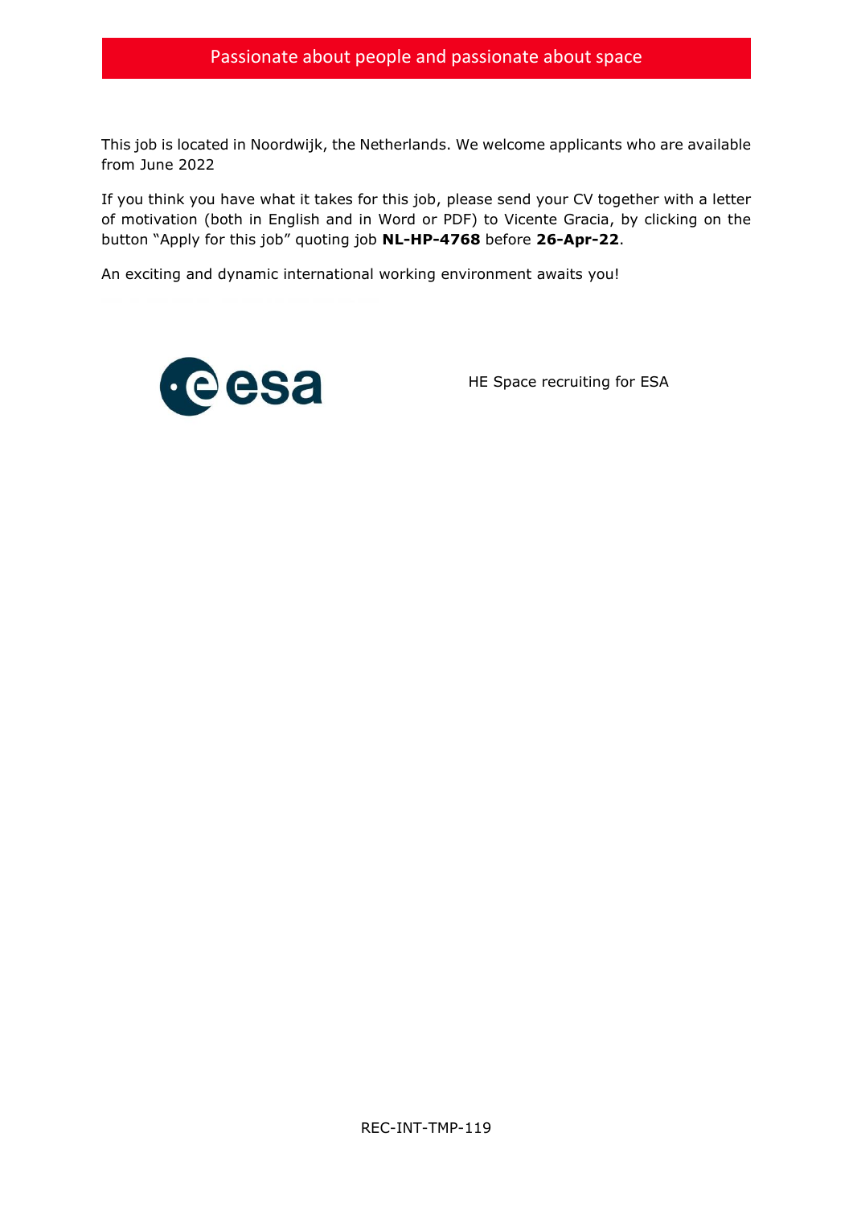Passionate about people and passionate about space

This job is located in Noordwijk, the Netherlands. We welcome applicants who are available from June 2022

If you think you have what it takes for this job, please send your CV together with a letter of motivation (both in English and in Word or PDF) to Vicente Gracia, by clicking on the button "Apply for this job" quoting job **NL-HP-4768** before **26-Apr-22**.

An exciting and dynamic international working environment awaits you!

esa

HE Space recruiting for ESA

REC-INT-TMP-119